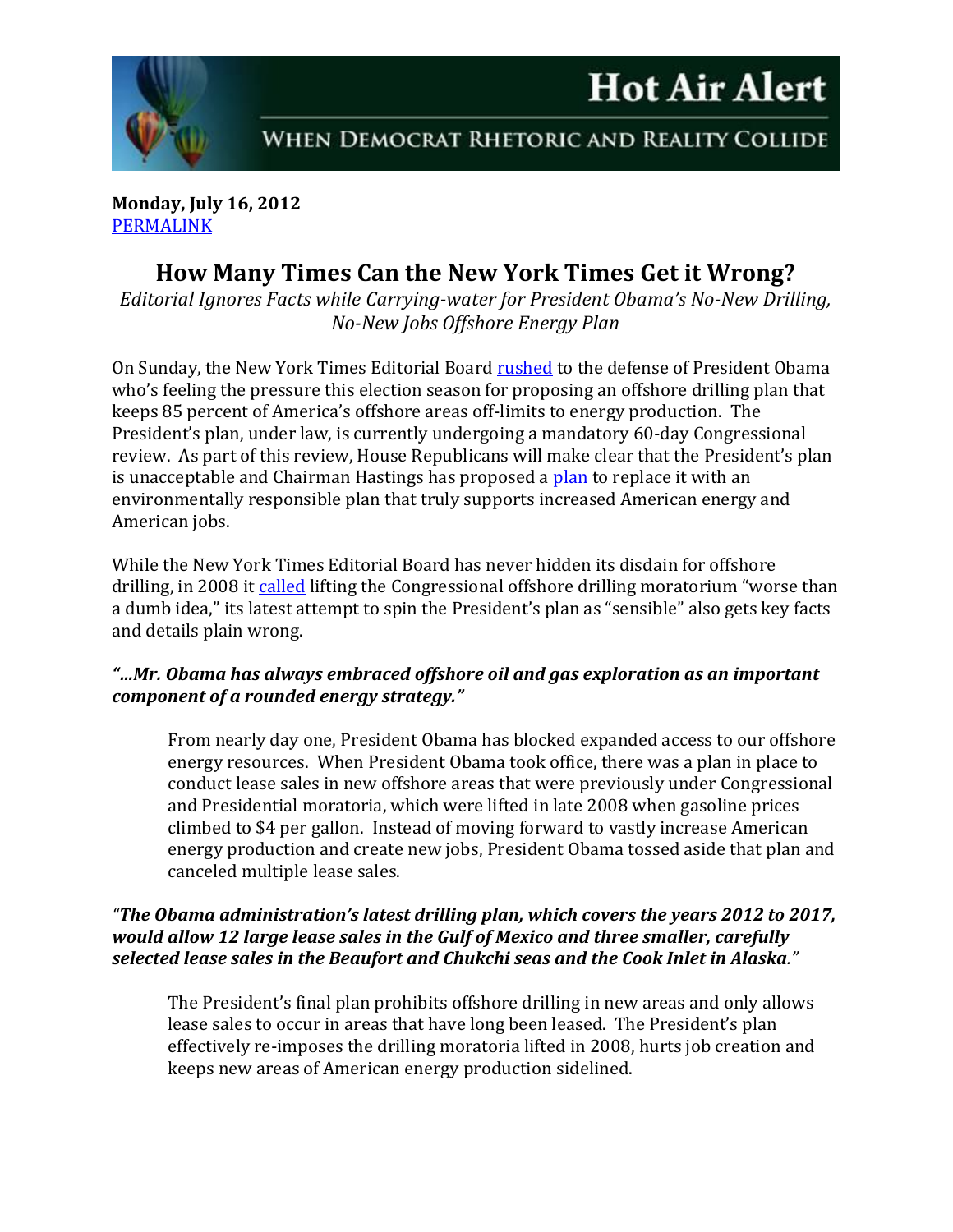# Hot Air Alert

WHEN DEMOCRAT RHETORIC AND REALITY COLLIDE

**Monday, July 16, 2012**
PERMALINK

## How Many Times Can the New York Times Get it Wrong?

*Editorial Ignores Facts while Carrying-water for President Obama's No-New Drilling, No-New Jobs Offshore Energy Plan*

On Sunday, the New York Times Editorial Board rushed to the defense of President Obama who's feeling the pressure this election season for proposing an offshore drilling plan that keeps 85 percent of America's offshore areas off-limits to energy production. The President's plan, under law, is currently undergoing a mandatory 60-day Congressional review. As part of this review, House Republicans will make clear that the President's plan is unacceptable and Chairman Hastings has proposed a plan to replace it with an environmentally responsible plan that truly supports increased American energy and American jobs.

While the New York Times Editorial Board has never hidden its disdain for offshore drilling, in 2008 it called lifting the Congressional offshore drilling moratorium "worse than a dumb idea," its latest attempt to spin the President's plan as "sensible" also gets key facts and details plain wrong.

***"...Mr. Obama has always embraced offshore oil and gas exploration as an important component of a rounded energy strategy."***

> From nearly day one, President Obama has blocked expanded access to our offshore energy resources. When President Obama took office, there was a plan in place to conduct lease sales in new offshore areas that were previously under Congressional and Presidential moratoria, which were lifted in late 2008 when gasoline prices climbed to $4 per gallon. Instead of moving forward to vastly increase American energy production and create new jobs, President Obama tossed aside that plan and canceled multiple lease sales.

***"The Obama administration's latest drilling plan, which covers the years 2012 to 2017, would allow 12 large lease sales in the Gulf of Mexico and three smaller, carefully selected lease sales in the Beaufort and Chukchi seas and the Cook Inlet in Alaska."***

> The President's final plan prohibits offshore drilling in new areas and only allows lease sales to occur in areas that have long been leased. The President's plan effectively re-imposes the drilling moratoria lifted in 2008, hurts job creation and keeps new areas of American energy production sidelined.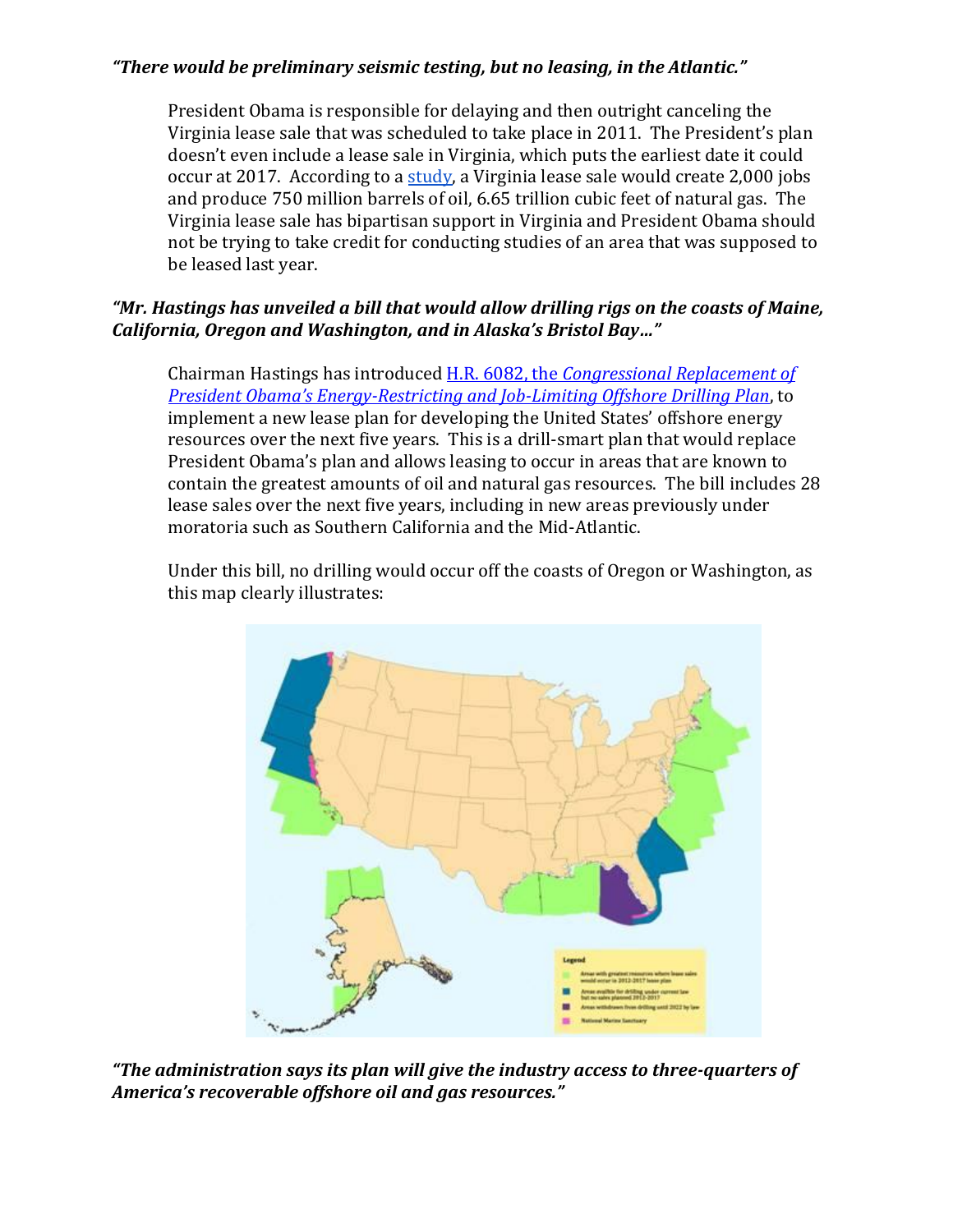***"There would be preliminary seismic testing, but no leasing, in the Atlantic."***

President Obama is responsible for delaying and then outright canceling the Virginia lease sale that was scheduled to take place in 2011. The President's plan doesn't even include a lease sale in Virginia, which puts the earliest date it could occur at 2017. According to a study, a Virginia lease sale would create 2,000 jobs and produce 750 million barrels of oil, 6.65 trillion cubic feet of natural gas. The Virginia lease sale has bipartisan support in Virginia and President Obama should not be trying to take credit for conducting studies of an area that was supposed to be leased last year.

***"Mr. Hastings has unveiled a bill that would allow drilling rigs on the coasts of Maine, California, Oregon and Washington, and in Alaska's Bristol Bay…"***

Chairman Hastings has introduced H.R. 6082, the *Congressional Replacement of President Obama's Energy-Restricting and Job-Limiting Offshore Drilling Plan*, to implement a new lease plan for developing the United States' offshore energy resources over the next five years. This is a drill-smart plan that would replace President Obama's plan and allows leasing to occur in areas that are known to contain the greatest amounts of oil and natural gas resources. The bill includes 28 lease sales over the next five years, including in new areas previously under moratoria such as Southern California and the Mid-Atlantic.

Under this bill, no drilling would occur off the coasts of Oregon or Washington, as this map clearly illustrates:

***"The administration says its plan will give the industry access to three-quarters of America's recoverable offshore oil and gas resources."***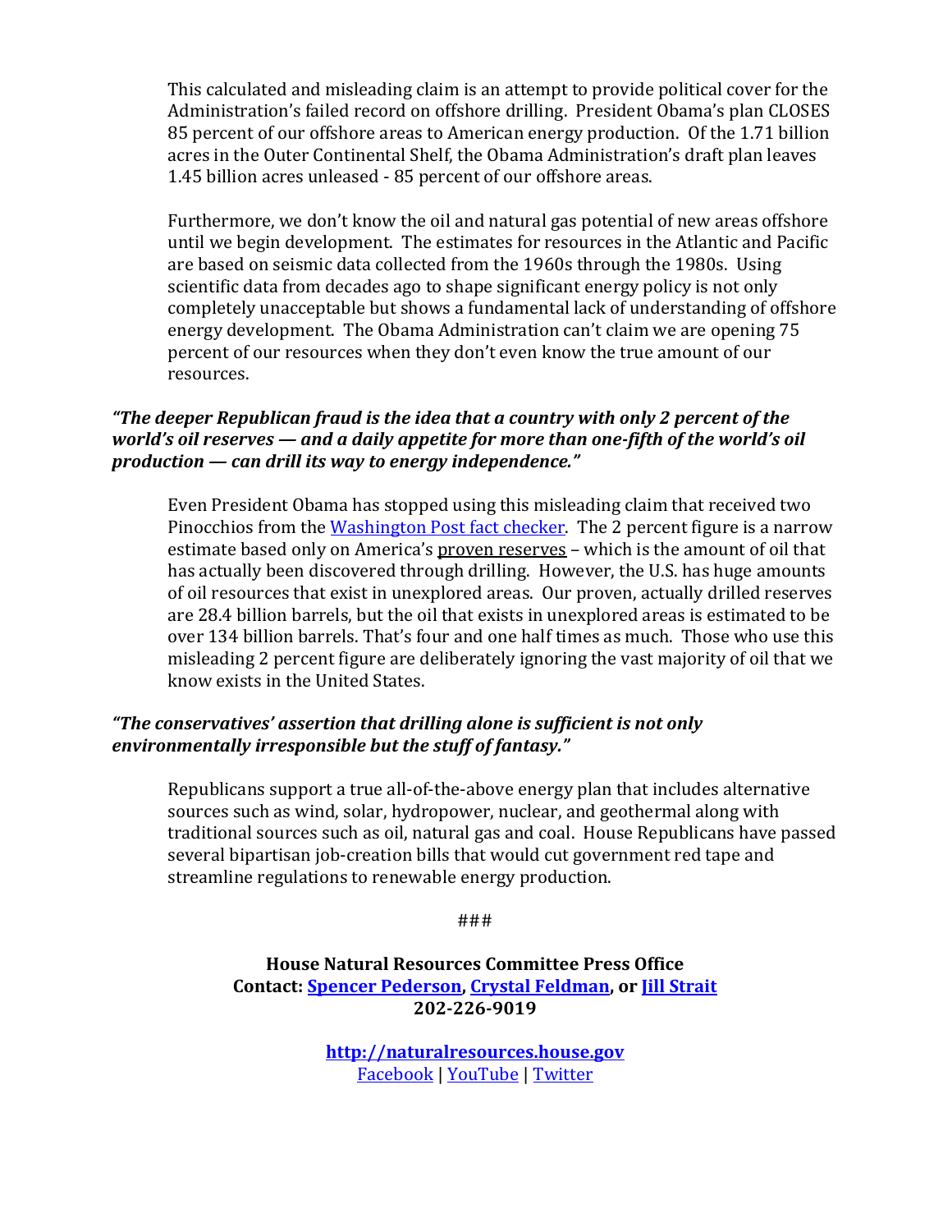This calculated and misleading claim is an attempt to provide political cover for the Administration's failed record on offshore drilling. President Obama's plan CLOSES 85 percent of our offshore areas to American energy production. Of the 1.71 billion acres in the Outer Continental Shelf, the Obama Administration's draft plan leaves 1.45 billion acres unleased - 85 percent of our offshore areas.

Furthermore, we don't know the oil and natural gas potential of new areas offshore until we begin development. The estimates for resources in the Atlantic and Pacific are based on seismic data collected from the 1960s through the 1980s. Using scientific data from decades ago to shape significant energy policy is not only completely unacceptable but shows a fundamental lack of understanding of offshore energy development. The Obama Administration can't claim we are opening 75 percent of our resources when they don't even know the true amount of our resources.

***"The deeper Republican fraud is the idea that a country with only 2 percent of the world's oil reserves — and a daily appetite for more than one-fifth of the world's oil production — can drill its way to energy independence."***

Even President Obama has stopped using this misleading claim that received two Pinocchios from the [Washington Post fact checker](). The 2 percent figure is a narrow estimate based only on America's <u>proven reserves</u> – which is the amount of oil that has actually been discovered through drilling. However, the U.S. has huge amounts of oil resources that exist in unexplored areas. Our proven, actually drilled reserves are 28.4 billion barrels, but the oil that exists in unexplored areas is estimated to be over 134 billion barrels. That's four and one half times as much. Those who use this misleading 2 percent figure are deliberately ignoring the vast majority of oil that we know exists in the United States.

***"The conservatives' assertion that drilling alone is sufficient is not only environmentally irresponsible but the stuff of fantasy."***

Republicans support a true all-of-the-above energy plan that includes alternative sources such as wind, solar, hydropower, nuclear, and geothermal along with traditional sources such as oil, natural gas and coal. House Republicans have passed several bipartisan job-creation bills that would cut government red tape and streamline regulations to renewable energy production.

###

**House Natural Resources Committee Press Office**
**Contact: [Spencer Pederson](), [Crystal Feldman](), or [Jill Strait]()**
**202-226-9019**

**[http://naturalresources.house.gov]()**
[Facebook]() | [YouTube]() | [Twitter]()